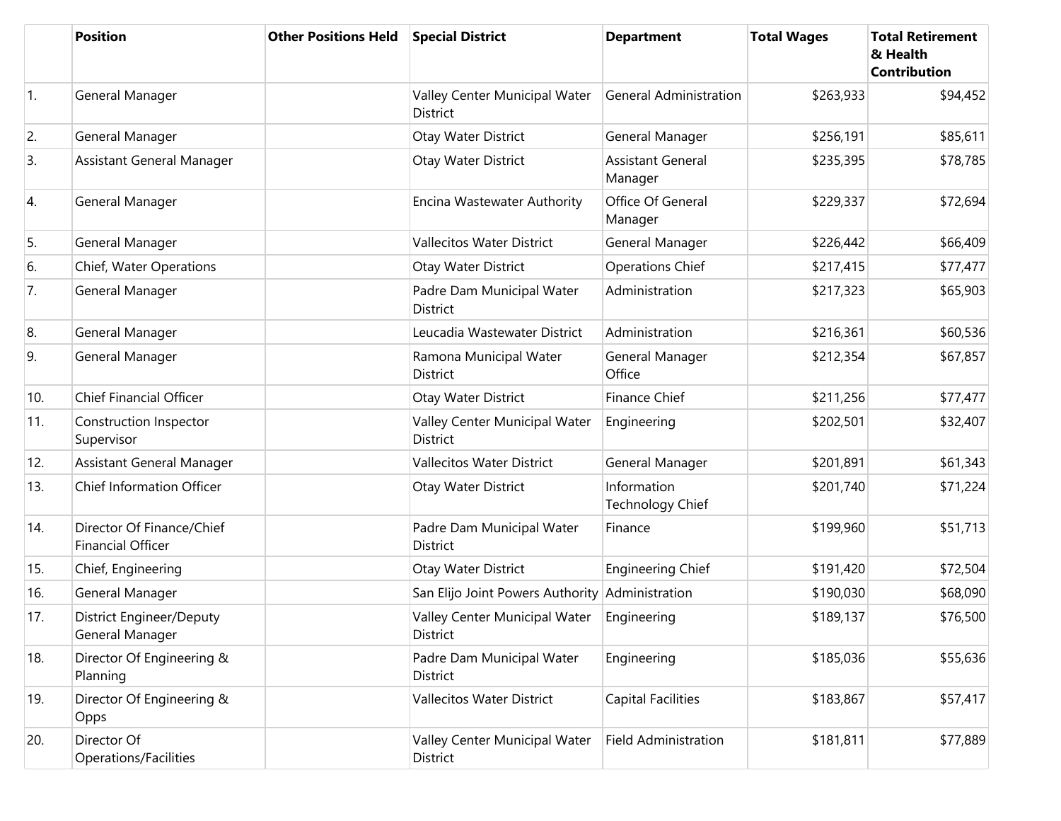| | Position | Other Positions Held | Special District | Department | Total Wages | Total Retirement & Health Contribution |
|---|---|---|---|---|---|---|
| 1. | General Manager | | Valley Center Municipal Water District | General Administration | $263,933 | $94,452 |
| 2. | General Manager | | Otay Water District | General Manager | $256,191 | $85,611 |
| 3. | Assistant General Manager | | Otay Water District | Assistant General Manager | $235,395 | $78,785 |
| 4. | General Manager | | Encina Wastewater Authority | Office Of General Manager | $229,337 | $72,694 |
| 5. | General Manager | | Vallecitos Water District | General Manager | $226,442 | $66,409 |
| 6. | Chief, Water Operations | | Otay Water District | Operations Chief | $217,415 | $77,477 |
| 7. | General Manager | | Padre Dam Municipal Water District | Administration | $217,323 | $65,903 |
| 8. | General Manager | | Leucadia Wastewater District | Administration | $216,361 | $60,536 |
| 9. | General Manager | | Ramona Municipal Water District | General Manager Office | $212,354 | $67,857 |
| 10. | Chief Financial Officer | | Otay Water District | Finance Chief | $211,256 | $77,477 |
| 11. | Construction Inspector Supervisor | | Valley Center Municipal Water District | Engineering | $202,501 | $32,407 |
| 12. | Assistant General Manager | | Vallecitos Water District | General Manager | $201,891 | $61,343 |
| 13. | Chief Information Officer | | Otay Water District | Information Technology Chief | $201,740 | $71,224 |
| 14. | Director Of Finance/Chief Financial Officer | | Padre Dam Municipal Water District | Finance | $199,960 | $51,713 |
| 15. | Chief, Engineering | | Otay Water District | Engineering Chief | $191,420 | $72,504 |
| 16. | General Manager | | San Elijo Joint Powers Authority | Administration | $190,030 | $68,090 |
| 17. | District Engineer/Deputy General Manager | | Valley Center Municipal Water District | Engineering | $189,137 | $76,500 |
| 18. | Director Of Engineering & Planning | | Padre Dam Municipal Water District | Engineering | $185,036 | $55,636 |
| 19. | Director Of Engineering & Opps | | Vallecitos Water District | Capital Facilities | $183,867 | $57,417 |
| 20. | Director Of Operations/Facilities | | Valley Center Municipal Water District | Field Administration | $181,811 | $77,889 |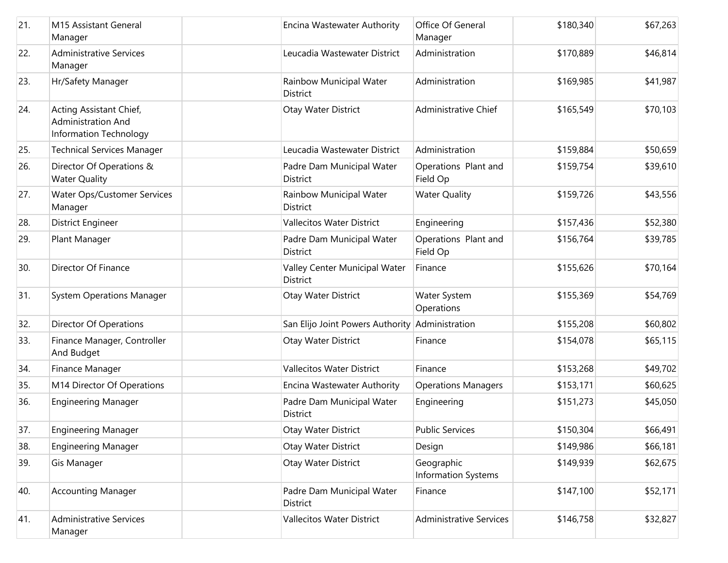| | | | | | | |
|---|---|---|---|---|---|---|
| 21. | M15 Assistant General Manager | | Encina Wastewater Authority | Office Of General Manager | $180,340 | $67,263 |
| 22. | Administrative Services Manager | | Leucadia Wastewater District | Administration | $170,889 | $46,814 |
| 23. | Hr/Safety Manager | | Rainbow Municipal Water District | Administration | $169,985 | $41,987 |
| 24. | Acting Assistant Chief, Administration And Information Technology | | Otay Water District | Administrative Chief | $165,549 | $70,103 |
| 25. | Technical Services Manager | | Leucadia Wastewater District | Administration | $159,884 | $50,659 |
| 26. | Director Of Operations & Water Quality | | Padre Dam Municipal Water District | Operations Plant and Field Op | $159,754 | $39,610 |
| 27. | Water Ops/Customer Services Manager | | Rainbow Municipal Water District | Water Quality | $159,726 | $43,556 |
| 28. | District Engineer | | Vallecitos Water District | Engineering | $157,436 | $52,380 |
| 29. | Plant Manager | | Padre Dam Municipal Water District | Operations Plant and Field Op | $156,764 | $39,785 |
| 30. | Director Of Finance | | Valley Center Municipal Water District | Finance | $155,626 | $70,164 |
| 31. | System Operations Manager | | Otay Water District | Water System Operations | $155,369 | $54,769 |
| 32. | Director Of Operations | | San Elijo Joint Powers Authority | Administration | $155,208 | $60,802 |
| 33. | Finance Manager, Controller And Budget | | Otay Water District | Finance | $154,078 | $65,115 |
| 34. | Finance Manager | | Vallecitos Water District | Finance | $153,268 | $49,702 |
| 35. | M14 Director Of Operations | | Encina Wastewater Authority | Operations Managers | $153,171 | $60,625 |
| 36. | Engineering Manager | | Padre Dam Municipal Water District | Engineering | $151,273 | $45,050 |
| 37. | Engineering Manager | | Otay Water District | Public Services | $150,304 | $66,491 |
| 38. | Engineering Manager | | Otay Water District | Design | $149,986 | $66,181 |
| 39. | Gis Manager | | Otay Water District | Geographic Information Systems | $149,939 | $62,675 |
| 40. | Accounting Manager | | Padre Dam Municipal Water District | Finance | $147,100 | $52,171 |
| 41. | Administrative Services Manager | | Vallecitos Water District | Administrative Services | $146,758 | $32,827 |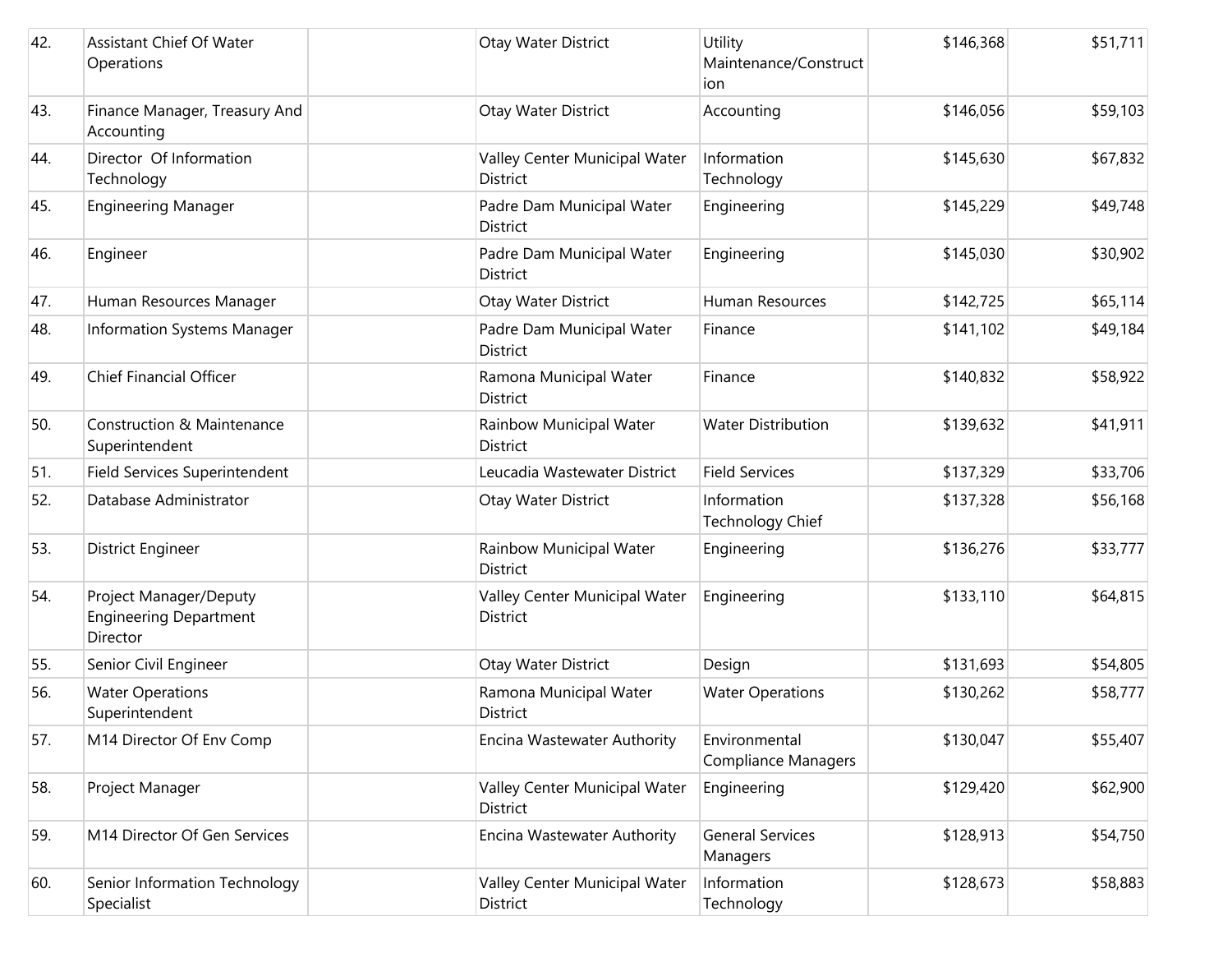| | | | | | | |
|---|---|---|---|---|---|---|
| 42. | Assistant Chief Of Water Operations | | Otay Water District | Utility Maintenance/Construction | $146,368 | $51,711 |
| 43. | Finance Manager, Treasury And Accounting | | Otay Water District | Accounting | $146,056 | $59,103 |
| 44. | Director Of Information Technology | | Valley Center Municipal Water District | Information Technology | $145,630 | $67,832 |
| 45. | Engineering Manager | | Padre Dam Municipal Water District | Engineering | $145,229 | $49,748 |
| 46. | Engineer | | Padre Dam Municipal Water District | Engineering | $145,030 | $30,902 |
| 47. | Human Resources Manager | | Otay Water District | Human Resources | $142,725 | $65,114 |
| 48. | Information Systems Manager | | Padre Dam Municipal Water District | Finance | $141,102 | $49,184 |
| 49. | Chief Financial Officer | | Ramona Municipal Water District | Finance | $140,832 | $58,922 |
| 50. | Construction & Maintenance Superintendent | | Rainbow Municipal Water District | Water Distribution | $139,632 | $41,911 |
| 51. | Field Services Superintendent | | Leucadia Wastewater District | Field Services | $137,329 | $33,706 |
| 52. | Database Administrator | | Otay Water District | Information Technology Chief | $137,328 | $56,168 |
| 53. | District Engineer | | Rainbow Municipal Water District | Engineering | $136,276 | $33,777 |
| 54. | Project Manager/Deputy Engineering Department Director | | Valley Center Municipal Water District | Engineering | $133,110 | $64,815 |
| 55. | Senior Civil Engineer | | Otay Water District | Design | $131,693 | $54,805 |
| 56. | Water Operations Superintendent | | Ramona Municipal Water District | Water Operations | $130,262 | $58,777 |
| 57. | M14 Director Of Env Comp | | Encina Wastewater Authority | Environmental Compliance Managers | $130,047 | $55,407 |
| 58. | Project Manager | | Valley Center Municipal Water District | Engineering | $129,420 | $62,900 |
| 59. | M14 Director Of Gen Services | | Encina Wastewater Authority | General Services Managers | $128,913 | $54,750 |
| 60. | Senior Information Technology Specialist | | Valley Center Municipal Water District | Information Technology | $128,673 | $58,883 |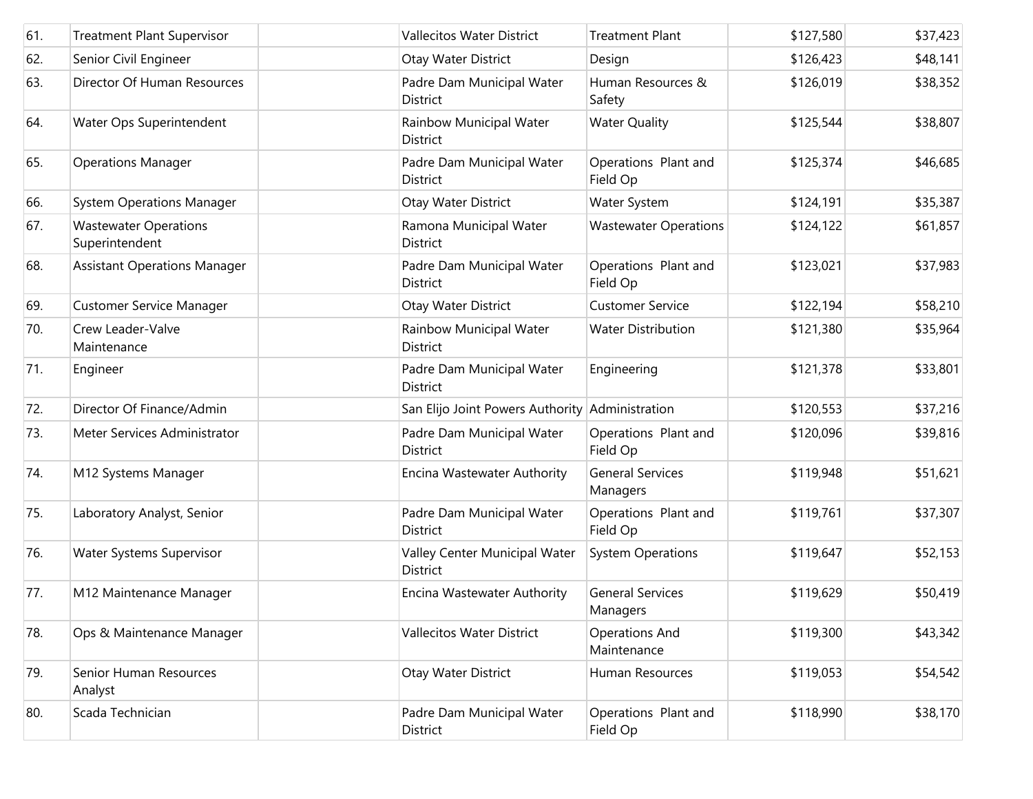| | | | | | | |
|---|---|---|---|---|---|---|
| 61. | Treatment Plant Supervisor | | Vallecitos Water District | Treatment Plant | $127,580 | $37,423 |
| 62. | Senior Civil Engineer | | Otay Water District | Design | $126,423 | $48,141 |
| 63. | Director Of Human Resources | | Padre Dam Municipal Water District | Human Resources & Safety | $126,019 | $38,352 |
| 64. | Water Ops Superintendent | | Rainbow Municipal Water District | Water Quality | $125,544 | $38,807 |
| 65. | Operations Manager | | Padre Dam Municipal Water District | Operations Plant and Field Op | $125,374 | $46,685 |
| 66. | System Operations Manager | | Otay Water District | Water System | $124,191 | $35,387 |
| 67. | Wastewater Operations Superintendent | | Ramona Municipal Water District | Wastewater Operations | $124,122 | $61,857 |
| 68. | Assistant Operations Manager | | Padre Dam Municipal Water District | Operations Plant and Field Op | $123,021 | $37,983 |
| 69. | Customer Service Manager | | Otay Water District | Customer Service | $122,194 | $58,210 |
| 70. | Crew Leader-Valve Maintenance | | Rainbow Municipal Water District | Water Distribution | $121,380 | $35,964 |
| 71. | Engineer | | Padre Dam Municipal Water District | Engineering | $121,378 | $33,801 |
| 72. | Director Of Finance/Admin | | San Elijo Joint Powers Authority | Administration | $120,553 | $37,216 |
| 73. | Meter Services Administrator | | Padre Dam Municipal Water District | Operations Plant and Field Op | $120,096 | $39,816 |
| 74. | M12 Systems Manager | | Encina Wastewater Authority | General Services Managers | $119,948 | $51,621 |
| 75. | Laboratory Analyst, Senior | | Padre Dam Municipal Water District | Operations Plant and Field Op | $119,761 | $37,307 |
| 76. | Water Systems Supervisor | | Valley Center Municipal Water District | System Operations | $119,647 | $52,153 |
| 77. | M12 Maintenance Manager | | Encina Wastewater Authority | General Services Managers | $119,629 | $50,419 |
| 78. | Ops & Maintenance Manager | | Vallecitos Water District | Operations And Maintenance | $119,300 | $43,342 |
| 79. | Senior Human Resources Analyst | | Otay Water District | Human Resources | $119,053 | $54,542 |
| 80. | Scada Technician | | Padre Dam Municipal Water District | Operations Plant and Field Op | $118,990 | $38,170 |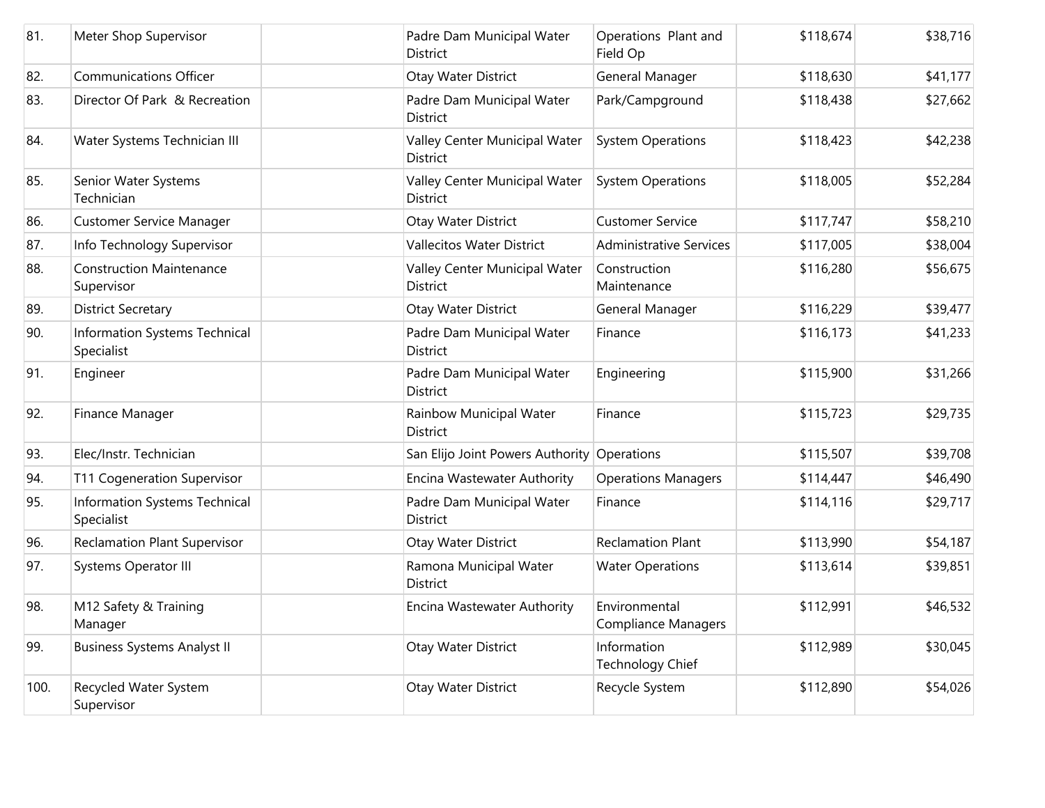| | | | | | | |
|---|---|---|---|---|---|---|
| 81. | Meter Shop Supervisor | | Padre Dam Municipal Water District | Operations Plant and Field Op | $118,674 | $38,716 |
| 82. | Communications Officer | | Otay Water District | General Manager | $118,630 | $41,177 |
| 83. | Director Of Park & Recreation | | Padre Dam Municipal Water District | Park/Campground | $118,438 | $27,662 |
| 84. | Water Systems Technician III | | Valley Center Municipal Water District | System Operations | $118,423 | $42,238 |
| 85. | Senior Water Systems Technician | | Valley Center Municipal Water District | System Operations | $118,005 | $52,284 |
| 86. | Customer Service Manager | | Otay Water District | Customer Service | $117,747 | $58,210 |
| 87. | Info Technology Supervisor | | Vallecitos Water District | Administrative Services | $117,005 | $38,004 |
| 88. | Construction Maintenance Supervisor | | Valley Center Municipal Water District | Construction Maintenance | $116,280 | $56,675 |
| 89. | District Secretary | | Otay Water District | General Manager | $116,229 | $39,477 |
| 90. | Information Systems Technical Specialist | | Padre Dam Municipal Water District | Finance | $116,173 | $41,233 |
| 91. | Engineer | | Padre Dam Municipal Water District | Engineering | $115,900 | $31,266 |
| 92. | Finance Manager | | Rainbow Municipal Water District | Finance | $115,723 | $29,735 |
| 93. | Elec/Instr. Technician | | San Elijo Joint Powers Authority | Operations | $115,507 | $39,708 |
| 94. | T11 Cogeneration Supervisor | | Encina Wastewater Authority | Operations Managers | $114,447 | $46,490 |
| 95. | Information Systems Technical Specialist | | Padre Dam Municipal Water District | Finance | $114,116 | $29,717 |
| 96. | Reclamation Plant Supervisor | | Otay Water District | Reclamation Plant | $113,990 | $54,187 |
| 97. | Systems Operator III | | Ramona Municipal Water District | Water Operations | $113,614 | $39,851 |
| 98. | M12 Safety & Training Manager | | Encina Wastewater Authority | Environmental Compliance Managers | $112,991 | $46,532 |
| 99. | Business Systems Analyst II | | Otay Water District | Information Technology Chief | $112,989 | $30,045 |
| 100. | Recycled Water System Supervisor | | Otay Water District | Recycle System | $112,890 | $54,026 |